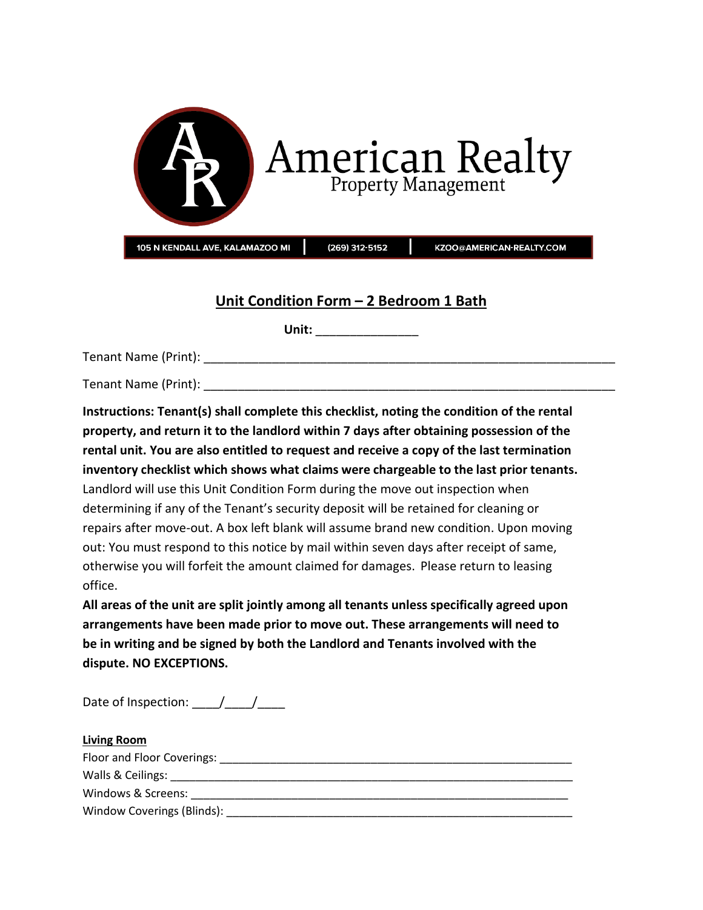# American Realty
Property Management

105 N KENDALL AVE, KALAMAZOO MI | (269) 312-5152 | KZOO@AMERICAN-REALTY.COM

## Unit Condition Form – 2 Bedroom 1 Bath

**Unit:** _______________

Tenant Name (Print): ___________________________________________________________

Tenant Name (Print): ___________________________________________________________

**Instructions: Tenant(s) shall complete this checklist, noting the condition of the rental property, and return it to the landlord within 7 days after obtaining possession of the rental unit. You are also entitled to request and receive a copy of the last termination inventory checklist which shows what claims were chargeable to the last prior tenants.** Landlord will use this Unit Condition Form during the move out inspection when determining if any of the Tenant's security deposit will be retained for cleaning or repairs after move-out. A box left blank will assume brand new condition. Upon moving out: You must respond to this notice by mail within seven days after receipt of same, otherwise you will forfeit the amount claimed for damages. Please return to leasing office.

**All areas of the unit are split jointly among all tenants unless specifically agreed upon arrangements have been made prior to move out. These arrangements will need to be in writing and be signed by both the Landlord and Tenants involved with the dispute. NO EXCEPTIONS.**

Date of Inspection: ____/____/____

**Living Room**

Floor and Floor Coverings: _______________________________________________________

Walls & Ceilings: ______________________________________________________________

Windows & Screens: ___________________________________________________________

Window Coverings (Blinds): _____________________________________________________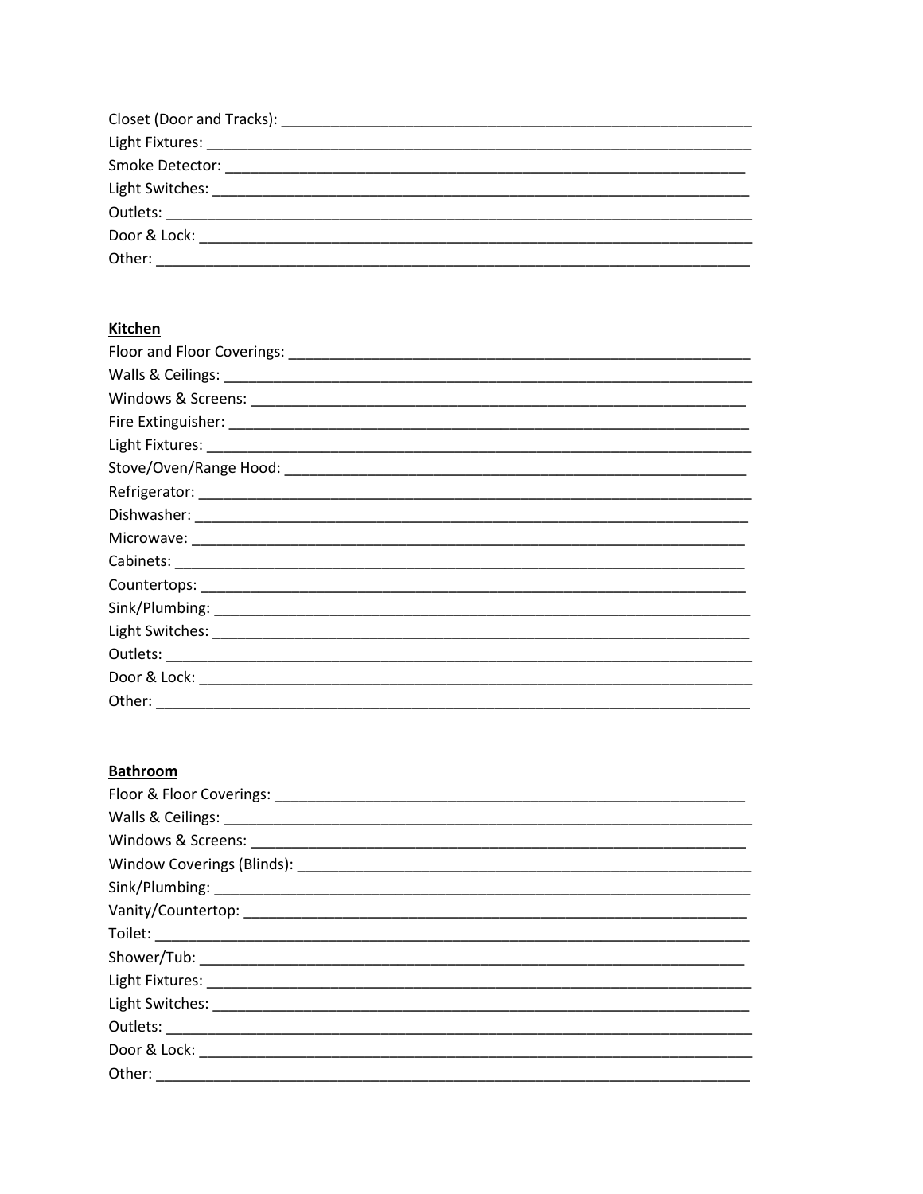Closet (Door and Tracks): ___________________________________________________________

Light Fixtures: _____________________________________________________________________

Smoke Detector: ____________________________________________________________________

Light Switches: _____________________________________________________________________

Outlets: ___________________________________________________________________________

Door & Lock: _______________________________________________________________________

Other: ____________________________________________________________________________

**Kitchen**

Floor and Floor Coverings: ____________________________________________________________

Walls & Ceilings: ____________________________________________________________________

Windows & Screens: _________________________________________________________________

Fire Extinguisher: ___________________________________________________________________

Light Fixtures: _____________________________________________________________________

Stove/Oven/Range Hood: ______________________________________________________________

Refrigerator: _______________________________________________________________________

Dishwasher: _______________________________________________________________________

Microwave: ________________________________________________________________________

Cabinets: _________________________________________________________________________

Countertops: _______________________________________________________________________

Sink/Plumbing: _____________________________________________________________________

Light Switches: _____________________________________________________________________

Outlets: ___________________________________________________________________________

Door & Lock: _______________________________________________________________________

Other: ____________________________________________________________________________

**Bathroom**

Floor & Floor Coverings: ______________________________________________________________

Walls & Ceilings: ____________________________________________________________________

Windows & Screens: _________________________________________________________________

Window Coverings (Blinds): ____________________________________________________________

Sink/Plumbing: _____________________________________________________________________

Vanity/Countertop: ___________________________________________________________________

Toilet: ____________________________________________________________________________

Shower/Tub: _______________________________________________________________________

Light Fixtures: _____________________________________________________________________

Light Switches: _____________________________________________________________________

Outlets: ___________________________________________________________________________

Door & Lock: _______________________________________________________________________

Other: ____________________________________________________________________________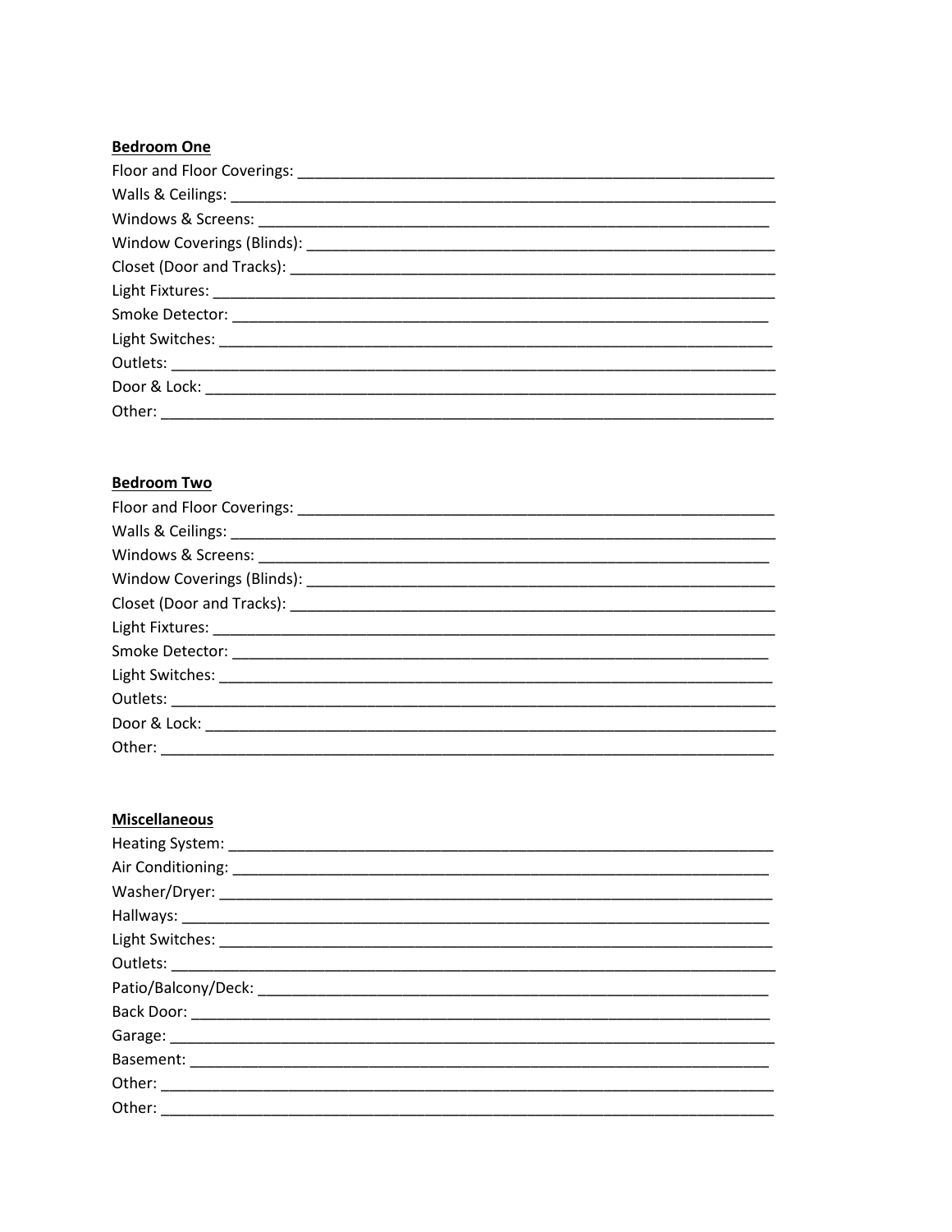**Bedroom One**

Floor and Floor Coverings: ____________________________________________________________
Walls & Ceilings: ____________________________________________________________________
Windows & Screens: _________________________________________________________________
Window Coverings (Blinds): ____________________________________________________________
Closet (Door and Tracks): _____________________________________________________________
Light Fixtures: ______________________________________________________________________
Smoke Detector: ____________________________________________________________________
Light Switches: ______________________________________________________________________
Outlets: ____________________________________________________________________________
Door & Lock: _______________________________________________________________________
Other: _____________________________________________________________________________

**Bedroom Two**

Floor and Floor Coverings: ____________________________________________________________
Walls & Ceilings: ____________________________________________________________________
Windows & Screens: _________________________________________________________________
Window Coverings (Blinds): ____________________________________________________________
Closet (Door and Tracks): _____________________________________________________________
Light Fixtures: ______________________________________________________________________
Smoke Detector: ____________________________________________________________________
Light Switches: ______________________________________________________________________
Outlets: ____________________________________________________________________________
Door & Lock: _______________________________________________________________________
Other: _____________________________________________________________________________

**Miscellaneous**

Heating System: _____________________________________________________________________
Air Conditioning: ____________________________________________________________________
Washer/Dryer: _______________________________________________________________________
Hallways: ___________________________________________________________________________
Light Switches: ______________________________________________________________________
Outlets: ____________________________________________________________________________
Patio/Balcony/Deck: __________________________________________________________________
Back Door: __________________________________________________________________________
Garage: ____________________________________________________________________________
Basement: __________________________________________________________________________
Other: _____________________________________________________________________________
Other: _____________________________________________________________________________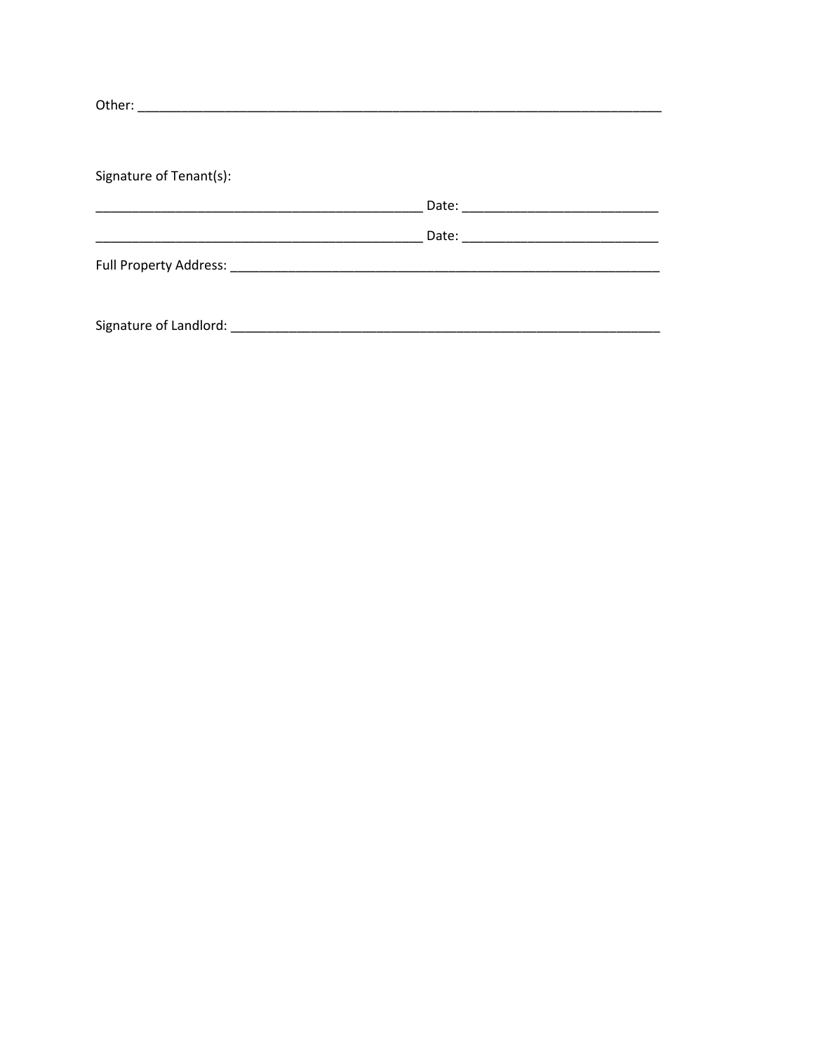Other: ___________________________________________________________________________

Signature of Tenant(s):

_____________________________________________ Date: ___________________________

_____________________________________________ Date: ___________________________

Full Property Address: ____________________________________________________________

Signature of Landlord: ____________________________________________________________